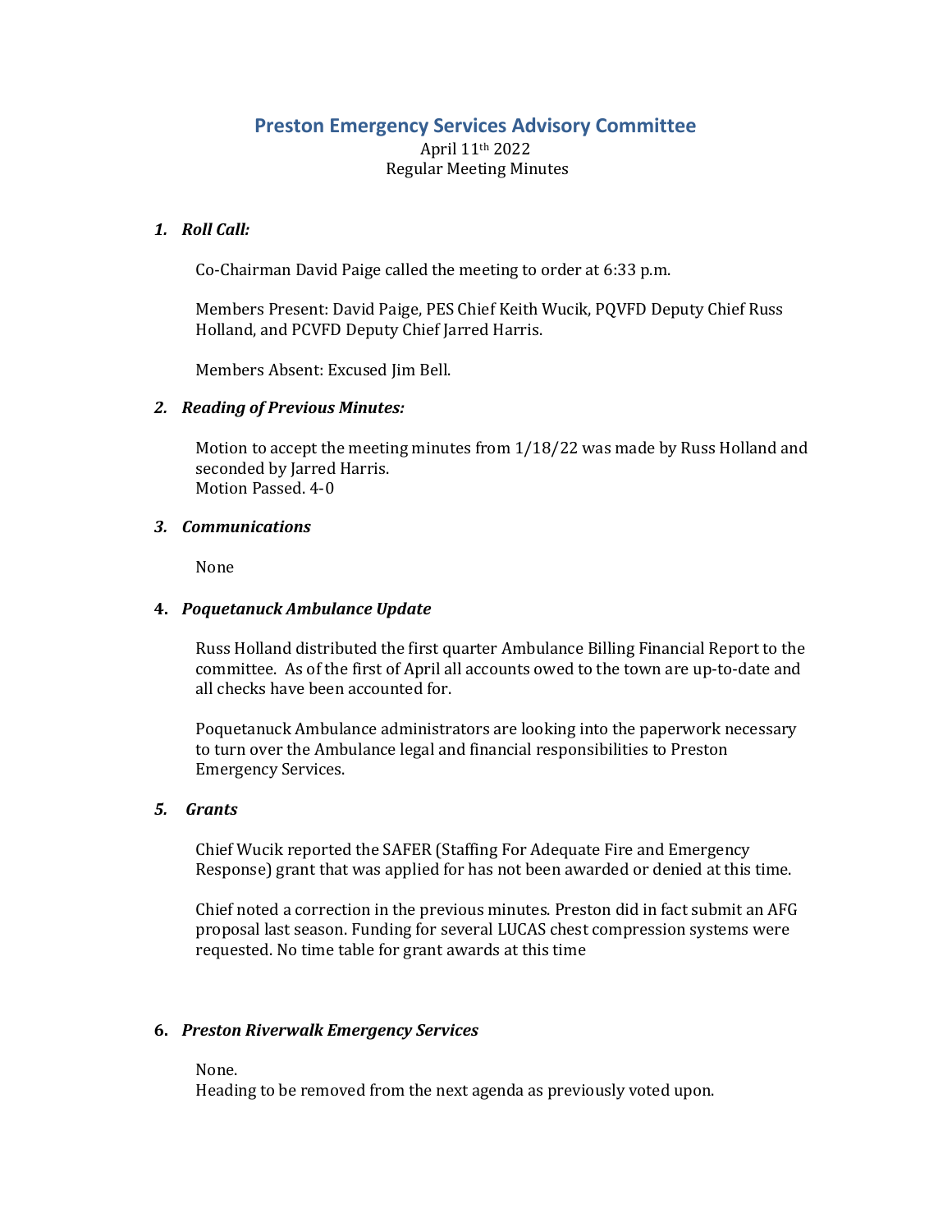# Preston Emergency Services Advisory Committee

April 11th 2022
Regular Meeting Minutes

1. ***Roll Call:***

   Co-Chairman David Paige called the meeting to order at 6:33 p.m.

   Members Present: David Paige, PES Chief Keith Wucik, PQVFD Deputy Chief Russ Holland, and PCVFD Deputy Chief Jarred Harris.

   Members Absent: Excused Jim Bell.

2. ***Reading of Previous Minutes:***

   Motion to accept the meeting minutes from 1/18/22 was made by Russ Holland and seconded by Jarred Harris.
   Motion Passed. 4-0

3. ***Communications***

   None

4. ***Poquetanuck Ambulance Update***

   Russ Holland distributed the first quarter Ambulance Billing Financial Report to the committee. As of the first of April all accounts owed to the town are up-to-date and all checks have been accounted for.

   Poquetanuck Ambulance administrators are looking into the paperwork necessary to turn over the Ambulance legal and financial responsibilities to Preston Emergency Services.

5. ***Grants***

   Chief Wucik reported the SAFER (Staffing For Adequate Fire and Emergency Response) grant that was applied for has not been awarded or denied at this time.

   Chief noted a correction in the previous minutes. Preston did in fact submit an AFG proposal last season. Funding for several LUCAS chest compression systems were requested. No time table for grant awards at this time

6. ***Preston Riverwalk Emergency Services***

   None.
   Heading to be removed from the next agenda as previously voted upon.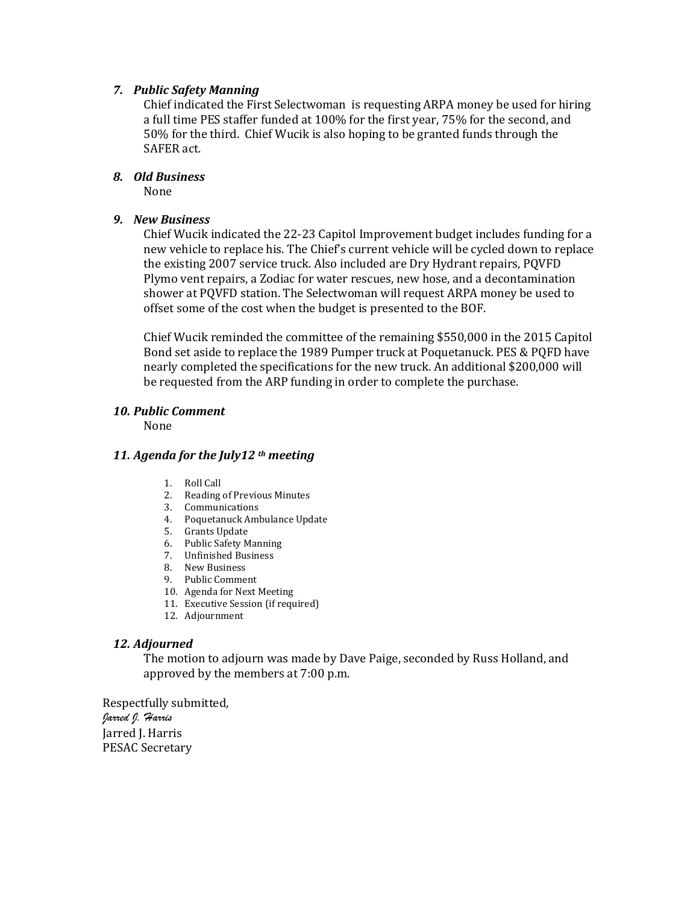### *7. Public Safety Manning*

Chief indicated the First Selectwoman is requesting ARPA money be used for hiring a full time PES staffer funded at 100% for the first year, 75% for the second, and 50% for the third. Chief Wucik is also hoping to be granted funds through the SAFER act.

### *8. Old Business*

None

### *9. New Business*

Chief Wucik indicated the 22-23 Capitol Improvement budget includes funding for a new vehicle to replace his. The Chief's current vehicle will be cycled down to replace the existing 2007 service truck. Also included are Dry Hydrant repairs, PQVFD Plymo vent repairs, a Zodiac for water rescues, new hose, and a decontamination shower at PQVFD station. The Selectwoman will request ARPA money be used to offset some of the cost when the budget is presented to the BOF.

Chief Wucik reminded the committee of the remaining $550,000 in the 2015 Capitol Bond set aside to replace the 1989 Pumper truck at Poquetanuck. PES & PQFD have nearly completed the specifications for the new truck. An additional $200,000 will be requested from the ARP funding in order to complete the purchase.

### *10. Public Comment*

None

### *11. Agenda for the July12 th meeting*

1. Roll Call
2. Reading of Previous Minutes
3. Communications
4. Poquetanuck Ambulance Update
5. Grants Update
6. Public Safety Manning
7. Unfinished Business
8. New Business
9. Public Comment
10. Agenda for Next Meeting
11. Executive Session (if required)
12. Adjournment

### *12. Adjourned*

The motion to adjourn was made by Dave Paige, seconded by Russ Holland, and approved by the members at 7:00 p.m.

Respectfully submitted,
*Jarred J. Harris*
Jarred J. Harris
PESAC Secretary